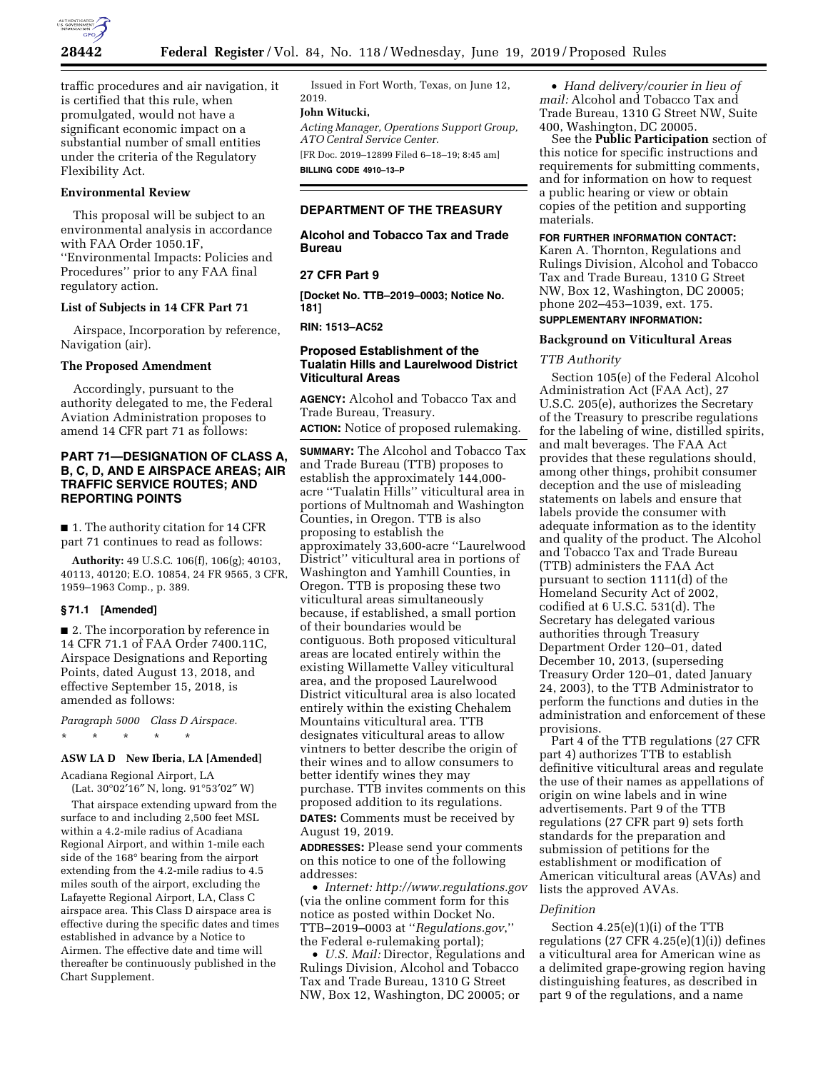traffic procedures and air navigation, it is certified that this rule, when promulgated, would not have a significant economic impact on a substantial number of small entities under the criteria of the Regulatory Flexibility Act.

### Environmental Review

This proposal will be subject to an environmental analysis in accordance with FAA Order 1050.1F, ''Environmental Impacts: Policies and Procedures'' prior to any FAA final regulatory action.

### List of Subjects in 14 CFR Part 71

Airspace, Incorporation by reference, Navigation (air).

### The Proposed Amendment

Accordingly, pursuant to the authority delegated to me, the Federal Aviation Administration proposes to amend 14 CFR part 71 as follows:

## PART 71—DESIGNATION OF CLASS A, B, C, D, AND E AIRSPACE AREAS; AIR TRAFFIC SERVICE ROUTES; AND REPORTING POINTS

■ 1. The authority citation for 14 CFR part 71 continues to read as follows:

**Authority:** 49 U.S.C. 106(f), 106(g); 40103, 40113, 40120; E.O. 10854, 24 FR 9565, 3 CFR, 1959–1963 Comp., p. 389.

### § 71.1 [Amended]

■ 2. The incorporation by reference in 14 CFR 71.1 of FAA Order 7400.11C, Airspace Designations and Reporting Points, dated August 13, 2018, and effective September 15, 2018, is amended as follows:

*Paragraph 5000 Class D Airspace.*

\* \* \* \* \*

**ASW LA D New Iberia, LA [Amended]**

Acadiana Regional Airport, LA
(Lat. 30°02′16″ N, long. 91°53′02″ W)

That airspace extending upward from the surface to and including 2,500 feet MSL within a 4.2-mile radius of Acadiana Regional Airport, and within 1-mile each side of the 168° bearing from the airport extending from the 4.2-mile radius to 4.5 miles south of the airport, excluding the Lafayette Regional Airport, LA, Class C airspace area. This Class D airspace area is effective during the specific dates and times established in advance by a Notice to Airmen. The effective date and time will thereafter be continuously published in the Chart Supplement.

Issued in Fort Worth, Texas, on June 12, 2019.

**John Witucki,**

*Acting Manager, Operations Support Group, ATO Central Service Center.*

[FR Doc. 2019–12899 Filed 6–18–19; 8:45 am]

**BILLING CODE 4910–13–P**

---

## DEPARTMENT OF THE TREASURY

### Alcohol and Tobacco Tax and Trade Bureau

### 27 CFR Part 9

**[Docket No. TTB–2019–0003; Notice No. 181]**

**RIN: 1513–AC52**

### Proposed Establishment of the Tualatin Hills and Laurelwood District Viticultural Areas

**AGENCY:** Alcohol and Tobacco Tax and Trade Bureau, Treasury.

**ACTION:** Notice of proposed rulemaking.

**SUMMARY:** The Alcohol and Tobacco Tax and Trade Bureau (TTB) proposes to establish the approximately 144,000-acre ''Tualatin Hills'' viticultural area in portions of Multnomah and Washington Counties, in Oregon. TTB is also proposing to establish the approximately 33,600-acre ''Laurelwood District'' viticultural area in portions of Washington and Yamhill Counties, in Oregon. TTB is proposing these two viticultural areas simultaneously because, if established, a small portion of their boundaries would be contiguous. Both proposed viticultural areas are located entirely within the existing Willamette Valley viticultural area, and the proposed Laurelwood District viticultural area is also located entirely within the existing Chehalem Mountains viticultural area. TTB designates viticultural areas to allow vintners to better describe the origin of their wines and to allow consumers to better identify wines they may purchase. TTB invites comments on this proposed addition to its regulations.

**DATES:** Comments must be received by August 19, 2019.

**ADDRESSES:** Please send your comments on this notice to one of the following addresses:

- *Internet: http://www.regulations.gov* (via the online comment form for this notice as posted within Docket No. TTB–2019–0003 at ''*Regulations.gov*,'' the Federal e-rulemaking portal);
- *U.S. Mail:* Director, Regulations and Rulings Division, Alcohol and Tobacco Tax and Trade Bureau, 1310 G Street NW, Box 12, Washington, DC 20005; or
- *Hand delivery/courier in lieu of mail:* Alcohol and Tobacco Tax and Trade Bureau, 1310 G Street NW, Suite 400, Washington, DC 20005.

See the **Public Participation** section of this notice for specific instructions and requirements for submitting comments, and for information on how to request a public hearing or view or obtain copies of the petition and supporting materials.

**FOR FURTHER INFORMATION CONTACT:** Karen A. Thornton, Regulations and Rulings Division, Alcohol and Tobacco Tax and Trade Bureau, 1310 G Street NW, Box 12, Washington, DC 20005; phone 202–453–1039, ext. 175.

**SUPPLEMENTARY INFORMATION:**

### Background on Viticultural Areas

*TTB Authority*

Section 105(e) of the Federal Alcohol Administration Act (FAA Act), 27 U.S.C. 205(e), authorizes the Secretary of the Treasury to prescribe regulations for the labeling of wine, distilled spirits, and malt beverages. The FAA Act provides that these regulations should, among other things, prohibit consumer deception and the use of misleading statements on labels and ensure that labels provide the consumer with adequate information as to the identity and quality of the product. The Alcohol and Tobacco Tax and Trade Bureau (TTB) administers the FAA Act pursuant to section 1111(d) of the Homeland Security Act of 2002, codified at 6 U.S.C. 531(d). The Secretary has delegated various authorities through Treasury Department Order 120–01, dated December 10, 2013, (superseding Treasury Order 120–01, dated January 24, 2003), to the TTB Administrator to perform the functions and duties in the administration and enforcement of these provisions.

Part 4 of the TTB regulations (27 CFR part 4) authorizes TTB to establish definitive viticultural areas and regulate the use of their names as appellations of origin on wine labels and in wine advertisements. Part 9 of the TTB regulations (27 CFR part 9) sets forth standards for the preparation and submission of petitions for the establishment or modification of American viticultural areas (AVAs) and lists the approved AVAs.

*Definition*

Section 4.25(e)(1)(i) of the TTB regulations (27 CFR 4.25(e)(1)(i)) defines a viticultural area for American wine as a delimited grape-growing region having distinguishing features, as described in part 9 of the regulations, and a name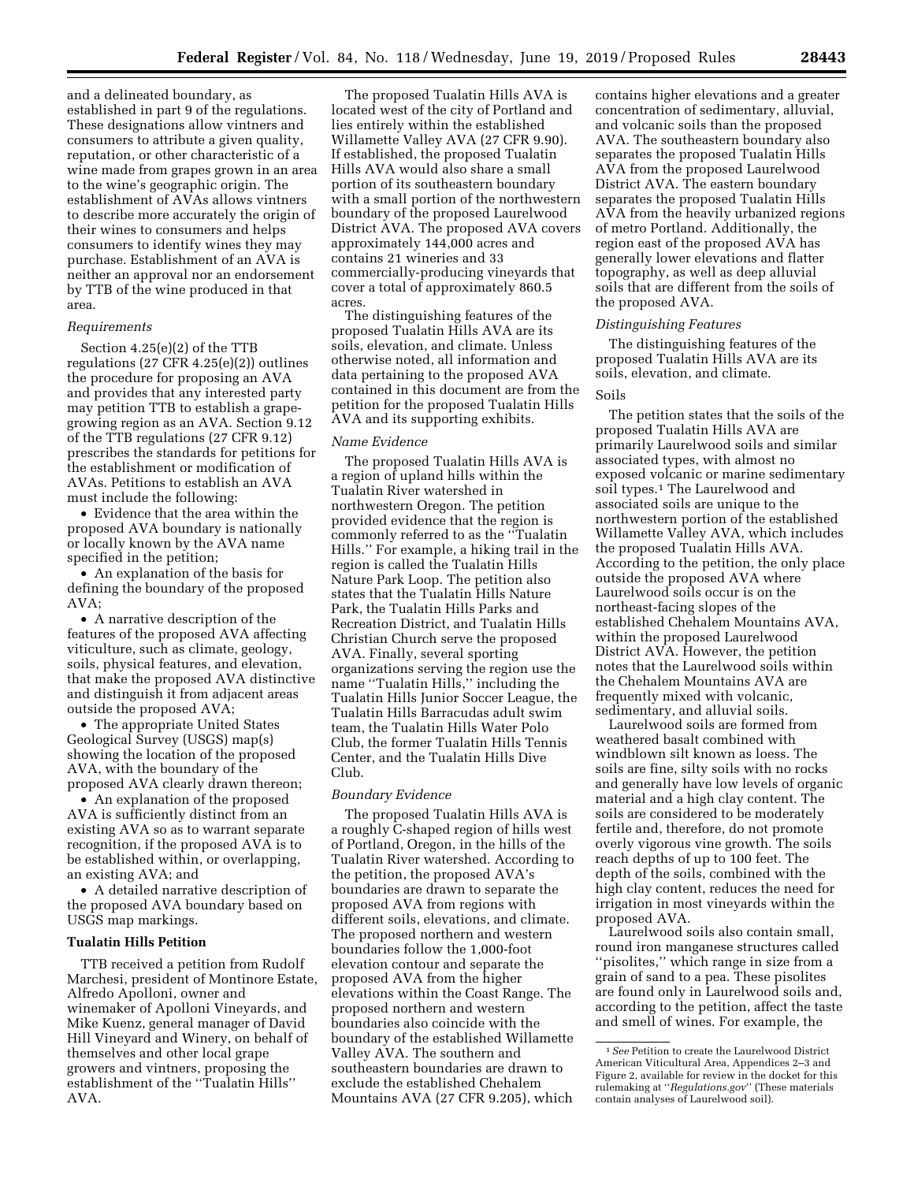and a delineated boundary, as established in part 9 of the regulations. These designations allow vintners and consumers to attribute a given quality, reputation, or other characteristic of a wine made from grapes grown in an area to the wine's geographic origin. The establishment of AVAs allows vintners to describe more accurately the origin of their wines to consumers and helps consumers to identify wines they may purchase. Establishment of an AVA is neither an approval nor an endorsement by TTB of the wine produced in that area.

*Requirements*

Section 4.25(e)(2) of the TTB regulations (27 CFR 4.25(e)(2)) outlines the procedure for proposing an AVA and provides that any interested party may petition TTB to establish a grape-growing region as an AVA. Section 9.12 of the TTB regulations (27 CFR 9.12) prescribes the standards for petitions for the establishment or modification of AVAs. Petitions to establish an AVA must include the following:

- Evidence that the area within the proposed AVA boundary is nationally or locally known by the AVA name specified in the petition;
- An explanation of the basis for defining the boundary of the proposed AVA;
- A narrative description of the features of the proposed AVA affecting viticulture, such as climate, geology, soils, physical features, and elevation, that make the proposed AVA distinctive and distinguish it from adjacent areas outside the proposed AVA;
- The appropriate United States Geological Survey (USGS) map(s) showing the location of the proposed AVA, with the boundary of the proposed AVA clearly drawn thereon;
- An explanation of the proposed AVA is sufficiently distinct from an existing AVA so as to warrant separate recognition, if the proposed AVA is to be established within, or overlapping, an existing AVA; and
- A detailed narrative description of the proposed AVA boundary based on USGS map markings.

**Tualatin Hills Petition**

TTB received a petition from Rudolf Marchesi, president of Montinore Estate, Alfredo Apolloni, owner and winemaker of Apolloni Vineyards, and Mike Kuenz, general manager of David Hill Vineyard and Winery, on behalf of themselves and other local grape growers and vintners, proposing the establishment of the "Tualatin Hills" AVA.

The proposed Tualatin Hills AVA is located west of the city of Portland and lies entirely within the established Willamette Valley AVA (27 CFR 9.90). If established, the proposed Tualatin Hills AVA would also share a small portion of its southeastern boundary with a small portion of the northwestern boundary of the proposed Laurelwood District AVA. The proposed AVA covers approximately 144,000 acres and contains 21 wineries and 33 commercially-producing vineyards that cover a total of approximately 860.5 acres.

The distinguishing features of the proposed Tualatin Hills AVA are its soils, elevation, and climate. Unless otherwise noted, all information and data pertaining to the proposed AVA contained in this document are from the petition for the proposed Tualatin Hills AVA and its supporting exhibits.

*Name Evidence*

The proposed Tualatin Hills AVA is a region of upland hills within the Tualatin River watershed in northwestern Oregon. The petition provided evidence that the region is commonly referred to as the "Tualatin Hills." For example, a hiking trail in the region is called the Tualatin Hills Nature Park Loop. The petition also states that the Tualatin Hills Nature Park, the Tualatin Hills Parks and Recreation District, and Tualatin Hills Christian Church serve the proposed AVA. Finally, several sporting organizations serving the region use the name "Tualatin Hills," including the Tualatin Hills Junior Soccer League, the Tualatin Hills Barracudas adult swim team, the Tualatin Hills Water Polo Club, the former Tualatin Hills Tennis Center, and the Tualatin Hills Dive Club.

*Boundary Evidence*

The proposed Tualatin Hills AVA is a roughly C-shaped region of hills west of Portland, Oregon, in the hills of the Tualatin River watershed. According to the petition, the proposed AVA's boundaries are drawn to separate the proposed AVA from regions with different soils, elevations, and climate. The proposed northern and western boundaries follow the 1,000-foot elevation contour and separate the proposed AVA from the higher elevations within the Coast Range. The proposed northern and western boundaries also coincide with the boundary of the established Willamette Valley AVA. The southern and southeastern boundaries are drawn to exclude the established Chehalem Mountains AVA (27 CFR 9.205), which contains higher elevations and a greater concentration of sedimentary, alluvial, and volcanic soils than the proposed AVA. The southeastern boundary also separates the proposed Tualatin Hills AVA from the proposed Laurelwood District AVA. The eastern boundary separates the proposed Tualatin Hills AVA from the heavily urbanized regions of metro Portland. Additionally, the region east of the proposed AVA has generally lower elevations and flatter topography, as well as deep alluvial soils that are different from the soils of the proposed AVA.

*Distinguishing Features*

The distinguishing features of the proposed Tualatin Hills AVA are its soils, elevation, and climate.

Soils

The petition states that the soils of the proposed Tualatin Hills AVA are primarily Laurelwood soils and similar associated types, with almost no exposed volcanic or marine sedimentary soil types.[1] The Laurelwood and associated soils are unique to the northwestern portion of the established Willamette Valley AVA, which includes the proposed Tualatin Hills AVA. According to the petition, the only place outside the proposed AVA where Laurelwood soils occur is on the northeast-facing slopes of the established Chehalem Mountains AVA, within the proposed Laurelwood District AVA. However, the petition notes that the Laurelwood soils within the Chehalem Mountains AVA are frequently mixed with volcanic, sedimentary, and alluvial soils.

Laurelwood soils are formed from weathered basalt combined with windblown silt known as loess. The soils are fine, silty soils with no rocks and generally have low levels of organic material and a high clay content. The soils are considered to be moderately fertile and, therefore, do not promote overly vigorous vine growth. The soils reach depths of up to 100 feet. The depth of the soils, combined with the high clay content, reduces the need for irrigation in most vineyards within the proposed AVA.

Laurelwood soils also contain small, round iron manganese structures called "pisolites," which range in size from a grain of sand to a pea. These pisolites are found only in Laurelwood soils and, according to the petition, affect the taste and smell of wines. For example, the

[1] *See* Petition to create the Laurelwood District American Viticultural Area, Appendices 2–3 and Figure 2, available for review in the docket for this rulemaking at "*Regulations.gov*" (These materials contain analyses of Laurelwood soil).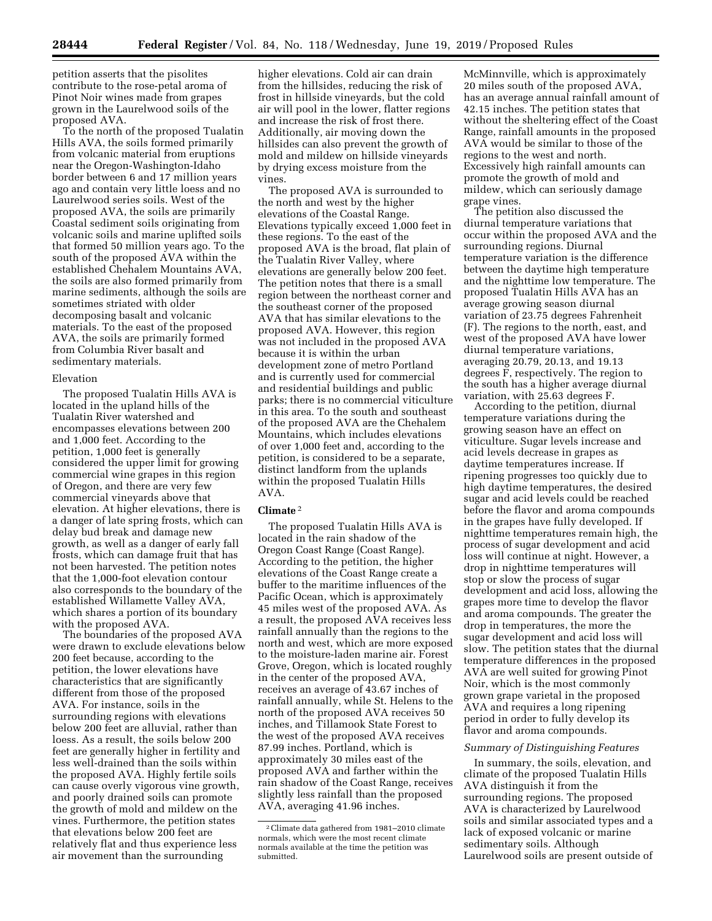petition asserts that the pisolites contribute to the rose-petal aroma of Pinot Noir wines made from grapes grown in the Laurelwood soils of the proposed AVA.

To the north of the proposed Tualatin Hills AVA, the soils formed primarily from volcanic material from eruptions near the Oregon-Washington-Idaho border between 6 and 17 million years ago and contain very little loess and no Laurelwood series soils. West of the proposed AVA, the soils are primarily Coastal sediment soils originating from volcanic soils and marine uplifted soils that formed 50 million years ago. To the south of the proposed AVA within the established Chehalem Mountains AVA, the soils are also formed primarily from marine sediments, although the soils are sometimes striated with older decomposing basalt and volcanic materials. To the east of the proposed AVA, the soils are primarily formed from Columbia River basalt and sedimentary materials.

Elevation

The proposed Tualatin Hills AVA is located in the upland hills of the Tualatin River watershed and encompasses elevations between 200 and 1,000 feet. According to the petition, 1,000 feet is generally considered the upper limit for growing commercial wine grapes in this region of Oregon, and there are very few commercial vineyards above that elevation. At higher elevations, there is a danger of late spring frosts, which can delay bud break and damage new growth, as well as a danger of early fall frosts, which can damage fruit that has not been harvested. The petition notes that the 1,000-foot elevation contour also corresponds to the boundary of the established Willamette Valley AVA, which shares a portion of its boundary with the proposed AVA.

The boundaries of the proposed AVA were drawn to exclude elevations below 200 feet because, according to the petition, the lower elevations have characteristics that are significantly different from those of the proposed AVA. For instance, soils in the surrounding regions with elevations below 200 feet are alluvial, rather than loess. As a result, the soils below 200 feet are generally higher in fertility and less well-drained than the soils within the proposed AVA. Highly fertile soils can cause overly vigorous vine growth, and poorly drained soils can promote the growth of mold and mildew on the vines. Furthermore, the petition states that elevations below 200 feet are relatively flat and thus experience less air movement than the surrounding higher elevations. Cold air can drain from the hillsides, reducing the risk of frost in hillside vineyards, but the cold air will pool in the lower, flatter regions and increase the risk of frost there. Additionally, air moving down the hillsides can also prevent the growth of mold and mildew on hillside vineyards by drying excess moisture from the vines.

The proposed AVA is surrounded to the north and west by the higher elevations of the Coastal Range. Elevations typically exceed 1,000 feet in these regions. To the east of the proposed AVA is the broad, flat plain of the Tualatin River Valley, where elevations are generally below 200 feet. The petition notes that there is a small region between the northeast corner and the southeast corner of the proposed AVA that has similar elevations to the proposed AVA. However, this region was not included in the proposed AVA because it is within the urban development zone of metro Portland and is currently used for commercial and residential buildings and public parks; there is no commercial viticulture in this area. To the south and southeast of the proposed AVA are the Chehalem Mountains, which includes elevations of over 1,000 feet and, according to the petition, is considered to be a separate, distinct landform from the uplands within the proposed Tualatin Hills AVA.

**Climate**[2]

The proposed Tualatin Hills AVA is located in the rain shadow of the Oregon Coast Range (Coast Range). According to the petition, the higher elevations of the Coast Range create a buffer to the maritime influences of the Pacific Ocean, which is approximately 45 miles west of the proposed AVA. As a result, the proposed AVA receives less rainfall annually than the regions to the north and west, which are more exposed to the moisture-laden marine air. Forest Grove, Oregon, which is located roughly in the center of the proposed AVA, receives an average of 43.67 inches of rainfall annually, while St. Helens to the north of the proposed AVA receives 50 inches, and Tillamook State Forest to the west of the proposed AVA receives 87.99 inches. Portland, which is approximately 30 miles east of the proposed AVA and farther within the rain shadow of the Coast Range, receives slightly less rainfall than the proposed AVA, averaging 41.96 inches. McMinnville, which is approximately 20 miles south of the proposed AVA, has an average annual rainfall amount of 42.15 inches. The petition states that without the sheltering effect of the Coast Range, rainfall amounts in the proposed AVA would be similar to those of the regions to the west and north. Excessively high rainfall amounts can promote the growth of mold and mildew, which can seriously damage grape vines.

The petition also discussed the diurnal temperature variations that occur within the proposed AVA and the surrounding regions. Diurnal temperature variation is the difference between the daytime high temperature and the nighttime low temperature. The proposed Tualatin Hills AVA has an average growing season diurnal variation of 23.75 degrees Fahrenheit (F). The regions to the north, east, and west of the proposed AVA have lower diurnal temperature variations, averaging 20.79, 20.13, and 19.13 degrees F, respectively. The region to the south has a higher average diurnal variation, with 25.63 degrees F.

According to the petition, diurnal temperature variations during the growing season have an effect on viticulture. Sugar levels increase and acid levels decrease in grapes as daytime temperatures increase. If ripening progresses too quickly due to high daytime temperatures, the desired sugar and acid levels could be reached before the flavor and aroma compounds in the grapes have fully developed. If nighttime temperatures remain high, the process of sugar development and acid loss will continue at night. However, a drop in nighttime temperatures will stop or slow the process of sugar development and acid loss, allowing the grapes more time to develop the flavor and aroma compounds. The greater the drop in temperatures, the more the sugar development and acid loss will slow. The petition states that the diurnal temperature differences in the proposed AVA are well suited for growing Pinot Noir, which is the most commonly grown grape varietal in the proposed AVA and requires a long ripening period in order to fully develop its flavor and aroma compounds.

*Summary of Distinguishing Features*

In summary, the soils, elevation, and climate of the proposed Tualatin Hills AVA distinguish it from the surrounding regions. The proposed AVA is characterized by Laurelwood soils and similar associated types and a lack of exposed volcanic or marine sedimentary soils. Although Laurelwood soils are present outside of

[2] Climate data gathered from 1981–2010 climate normals, which were the most recent climate normals available at the time the petition was submitted.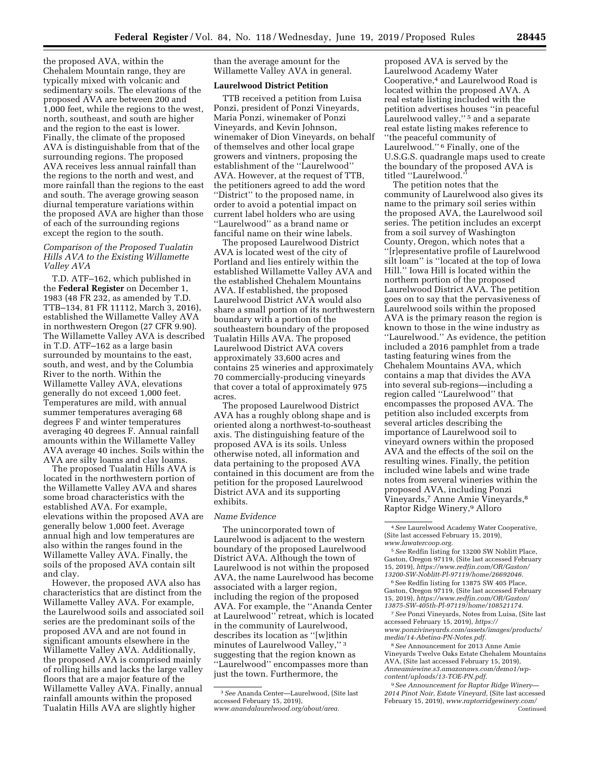the proposed AVA, within the Chehalem Mountain range, they are typically mixed with volcanic and sedimentary soils. The elevations of the proposed AVA are between 200 and 1,000 feet, while the regions to the west, north, southeast, and south are higher and the region to the east is lower. Finally, the climate of the proposed AVA is distinguishable from that of the surrounding regions. The proposed AVA receives less annual rainfall than the regions to the north and west, and more rainfall than the regions to the east and south. The average growing season diurnal temperature variations within the proposed AVA are higher than those of each of the surrounding regions except the region to the south.

*Comparison of the Proposed Tualatin Hills AVA to the Existing Willamette Valley AVA*

T.D. ATF–162, which published in the **Federal Register** on December 1, 1983 (48 FR 232, as amended by T.D. TTB–134, 81 FR 11112, March 3, 2016), established the Willamette Valley AVA in northwestern Oregon (27 CFR 9.90). The Willamette Valley AVA is described in T.D. ATF–162 as a large basin surrounded by mountains to the east, south, and west, and by the Columbia River to the north. Within the Willamette Valley AVA, elevations generally do not exceed 1,000 feet. Temperatures are mild, with annual summer temperatures averaging 68 degrees F and winter temperatures averaging 40 degrees F. Annual rainfall amounts within the Willamette Valley AVA average 40 inches. Soils within the AVA are silty loams and clay loams.

The proposed Tualatin Hills AVA is located in the northwestern portion of the Willamette Valley AVA and shares some broad characteristics with the established AVA. For example, elevations within the proposed AVA are generally below 1,000 feet. Average annual high and low temperatures are also within the ranges found in the Willamette Valley AVA. Finally, the soils of the proposed AVA contain silt and clay.

However, the proposed AVA also has characteristics that are distinct from the Willamette Valley AVA. For example, the Laurelwood soils and associated soil series are the predominant soils of the proposed AVA and are not found in significant amounts elsewhere in the Willamette Valley AVA. Additionally, the proposed AVA is comprised mainly of rolling hills and lacks the large valley floors that are a major feature of the Willamette Valley AVA. Finally, annual rainfall amounts within the proposed Tualatin Hills AVA are slightly higher than the average amount for the Willamette Valley AVA in general.

**Laurelwood District Petition**

TTB received a petition from Luisa Ponzi, president of Ponzi Vineyards, Maria Ponzi, winemaker of Ponzi Vineyards, and Kevin Johnson, winemaker of Dion Vineyards, on behalf of themselves and other local grape growers and vintners, proposing the establishment of the ''Laurelwood'' AVA. However, at the request of TTB, the petitioners agreed to add the word ''District'' to the proposed name, in order to avoid a potential impact on current label holders who are using ''Laurelwood'' as a brand name or fanciful name on their wine labels.

The proposed Laurelwood District AVA is located west of the city of Portland and lies entirely within the established Willamette Valley AVA and the established Chehalem Mountains AVA. If established, the proposed Laurelwood District AVA would also share a small portion of its northwestern boundary with a portion of the southeastern boundary of the proposed Tualatin Hills AVA. The proposed Laurelwood District AVA covers approximately 33,600 acres and contains 25 wineries and approximately 70 commercially-producing vineyards that cover a total of approximately 975 acres.

The proposed Laurelwood District AVA has a roughly oblong shape and is oriented along a northwest-to-southeast axis. The distinguishing feature of the proposed AVA is its soils. Unless otherwise noted, all information and data pertaining to the proposed AVA contained in this document are from the petition for the proposed Laurelwood District AVA and its supporting exhibits.

*Name Evidence*

The unincorporated town of Laurelwood is adjacent to the western boundary of the proposed Laurelwood District AVA. Although the town of Laurelwood is not within the proposed AVA, the name Laurelwood has become associated with a larger region, including the region of the proposed AVA. For example, the ''Ananda Center at Laurelwood'' retreat, which is located in the community of Laurelwood, describes its location as ''[w]ithin minutes of Laurelwood Valley,'' [3] suggesting that the region known as ''Laurelwood'' encompasses more than just the town. Furthermore, the proposed AVA is served by the Laurelwood Academy Water Cooperative,[4] and Laurelwood Road is located within the proposed AVA. A real estate listing included with the petition advertises houses ''in peaceful Laurelwood valley,'' [5] and a separate real estate listing makes reference to ''the peaceful community of Laurelwood.'' [6] Finally, one of the U.S.G.S. quadrangle maps used to create the boundary of the proposed AVA is titled ''Laurelwood.''

The petition notes that the community of Laurelwood also gives its name to the primary soil series within the proposed AVA, the Laurelwood soil series. The petition includes an excerpt from a soil survey of Washington County, Oregon, which notes that a ''[r]epresentative profile of Laurelwood silt loam'' is ''located at the top of Iowa Hill.'' Iowa Hill is located within the northern portion of the proposed Laurelwood District AVA. The petition goes on to say that the pervasiveness of Laurelwood soils within the proposed AVA is the primary reason the region is known to those in the wine industry as ''Laurelwood.'' As evidence, the petition included a 2016 pamphlet from a trade tasting featuring wines from the Chehalem Mountains AVA, which contains a map that divides the AVA into several sub-regions—including a region called ''Laurelwood'' that encompasses the proposed AVA. The petition also included excerpts from several articles describing the importance of Laurelwood soil to vineyard owners within the proposed AVA and the effects of the soil on the resulting wines. Finally, the petition included wine labels and wine trade notes from several wineries within the proposed AVA, including Ponzi Vineyards,[7] Anne Amie Vineyards,[8] Raptor Ridge Winery,[9] Alloro

[3] *See* Ananda Center—Laurelwood, (Site last accessed February 15, 2019), *www.anandalaurelwood.org/about/area.*

[4] *See* Laurelwood Academy Water Cooperative, (Site last accessed February 15, 2019), *www.lawatercoop.org.*

[5] *See* Redfin listing for 13200 SW Noblitt Place, Gaston, Oregon 97119, (Site last accessed February 15, 2019), *https://www.redfin.com/OR/Gaston/13200-SW-Noblitt-Pl-97119/home/26692046.*

[6] See Redfin listing for 13875 SW 405 Place, Gaston, Oregon 97119, (Site last accessed February 15, 2019), *https://www.redfin.com/OR/Gaston/13875-SW-405th-Pl-97119/home/108521174.*

[7] *See* Ponzi Vineyards, Notes from Luisa, (Site last accessed February 15, 2019), *https://www.ponzivineyards.com/assets/images/products/media/14-Abetina-PN-Notes.pdf.*

[8] *See* Announcement for 2013 Anne Amie Vineyards Twelve Oaks Estate Chehalem Mountains AVA, (Site last accessed February 15, 2019), *Anneamiewine.s3.amazonaws.com/demo1/wp-content/uploads/13-TOE-PN.pdf.*

[9] *See Announcement for Raptor Ridge Winery—2014 Pinot Noir, Estate Vineyard,* (Site last accessed February 15, 2019), *www.raptorridgewinery.com/* Continued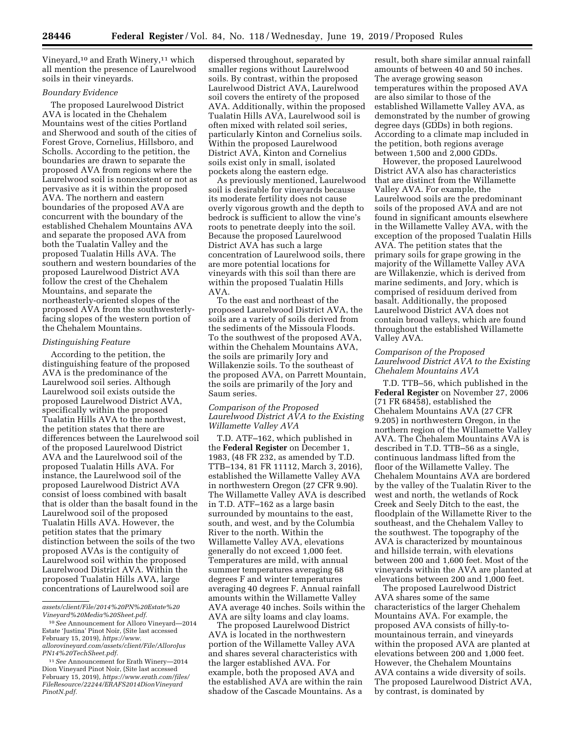Vineyard,[10] and Erath Winery,[11] which all mention the presence of Laurelwood soils in their vineyards.

*Boundary Evidence*

The proposed Laurelwood District AVA is located in the Chehalem Mountains west of the cities Portland and Sherwood and south of the cities of Forest Grove, Cornelius, Hillsboro, and Scholls. According to the petition, the boundaries are drawn to separate the proposed AVA from regions where the Laurelwood soil is nonexistent or not as pervasive as it is within the proposed AVA. The northern and eastern boundaries of the proposed AVA are concurrent with the boundary of the established Chehalem Mountains AVA and separate the proposed AVA from both the Tualatin Valley and the proposed Tualatin Hills AVA. The southern and western boundaries of the proposed Laurelwood District AVA follow the crest of the Chehalem Mountains, and separate the northeasterly-oriented slopes of the proposed AVA from the southwesterly-facing slopes of the western portion of the Chehalem Mountains.

*Distinguishing Feature*

According to the petition, the distinguishing feature of the proposed AVA is the predominance of the Laurelwood soil series. Although Laurelwood soil exists outside the proposed Laurelwood District AVA, specifically within the proposed Tualatin Hills AVA to the northwest, the petition states that there are differences between the Laurelwood soil of the proposed Laurelwood District AVA and the Laurelwood soil of the proposed Tualatin Hills AVA. For instance, the Laurelwood soil of the proposed Laurelwood District AVA consist of loess combined with basalt that is older than the basalt found in the Laurelwood soil of the proposed Tualatin Hills AVA. However, the petition states that the primary distinction between the soils of the two proposed AVAs is the contiguity of Laurelwood soil within the proposed Laurelwood District AVA. Within the proposed Tualatin Hills AVA, large concentrations of Laurelwood soil are dispersed throughout, separated by smaller regions without Laurelwood soils. By contrast, within the proposed Laurelwood District AVA, Laurelwood soil covers the entirety of the proposed AVA. Additionally, within the proposed Tualatin Hills AVA, Laurelwood soil is often mixed with related soil series, particularly Kinton and Cornelius soils. Within the proposed Laurelwood District AVA, Kinton and Cornelius soils exist only in small, isolated pockets along the eastern edge.

As previously mentioned, Laurelwood soil is desirable for vineyards because its moderate fertility does not cause overly vigorous growth and the depth to bedrock is sufficient to allow the vine's roots to penetrate deeply into the soil. Because the proposed Laurelwood District AVA has such a large concentration of Laurelwood soils, there are more potential locations for vineyards with this soil than there are within the proposed Tualatin Hills AVA.

To the east and northeast of the proposed Laurelwood District AVA, the soils are a variety of soils derived from the sediments of the Missoula Floods. To the southwest of the proposed AVA, within the Chehalem Mountains AVA, the soils are primarily Jory and Willakenzie soils. To the southeast of the proposed AVA, on Parrett Mountain, the soils are primarily of the Jory and Saum series.

*Comparison of the Proposed Laurelwood District AVA to the Existing Willamette Valley AVA*

T.D. ATF–162, which published in the **Federal Register** on December 1, 1983, (48 FR 232, as amended by T.D. TTB–134, 81 FR 11112, March 3, 2016), established the Willamette Valley AVA in northwestern Oregon (27 CFR 9.90). The Willamette Valley AVA is described in T.D. ATF–162 as a large basin surrounded by mountains to the east, south, and west, and by the Columbia River to the north. Within the Willamette Valley AVA, elevations generally do not exceed 1,000 feet. Temperatures are mild, with annual summer temperatures averaging 68 degrees F and winter temperatures averaging 40 degrees F. Annual rainfall amounts within the Willamette Valley AVA average 40 inches. Soils within the AVA are silty loams and clay loams.

The proposed Laurelwood District AVA is located in the northwestern portion of the Willamette Valley AVA and shares several characteristics with the larger established AVA. For example, both the proposed AVA and the established AVA are within the rain shadow of the Cascade Mountains. As a result, both share similar annual rainfall amounts of between 40 and 50 inches. The average growing season temperatures within the proposed AVA are also similar to those of the established Willamette Valley AVA, as demonstrated by the number of growing degree days (GDDs) in both regions. According to a climate map included in the petition, both regions average between 1,500 and 2,000 GDDs.

However, the proposed Laurelwood District AVA also has characteristics that are distinct from the Willamette Valley AVA. For example, the Laurelwood soils are the predominant soils of the proposed AVA and are not found in significant amounts elsewhere in the Willamette Valley AVA, with the exception of the proposed Tualatin Hills AVA. The petition states that the primary soils for grape growing in the majority of the Willamette Valley AVA are Willakenzie, which is derived from marine sediments, and Jory, which is comprised of residuum derived from basalt. Additionally, the proposed Laurelwood District AVA does not contain broad valleys, which are found throughout the established Willamette Valley AVA.

*Comparison of the Proposed Laurelwood District AVA to the Existing Chehalem Mountains AVA*

T.D. TTB–56, which published in the **Federal Register** on November 27, 2006 (71 FR 68458), established the Chehalem Mountains AVA (27 CFR 9.205) in northwestern Oregon, in the northern region of the Willamette Valley AVA. The Chehalem Mountains AVA is described in T.D. TTB–56 as a single, continuous landmass lifted from the floor of the Willamette Valley. The Chehalem Mountains AVA are bordered by the valley of the Tualatin River to the west and north, the wetlands of Rock Creek and Seely Ditch to the east, the floodplain of the Willamette River to the southeast, and the Chehalem Valley to the southwest. The topography of the AVA is characterized by mountainous and hillside terrain, with elevations between 200 and 1,600 feet. Most of the vineyards within the AVA are planted at elevations between 200 and 1,000 feet.

The proposed Laurelwood District AVA shares some of the same characteristics of the larger Chehalem Mountains AVA. For example, the proposed AVA consists of hilly-to-mountainous terrain, and vineyards within the proposed AVA are planted at elevations between 200 and 1,000 feet. However, the Chehalem Mountains AVA contains a wide diversity of soils. The proposed Laurelwood District AVA, by contrast, is dominated by

---

*assets/client/File/2014%20PN%20Estate%20Vineyard%20Media%20Sheet.pdf.*

[10] *See* Announcement for Alloro Vineyard—2014 Estate 'Justina' Pinot Noir, (Site last accessed February 15, 2019), *https://www.allorovineyard.com/assets/client/File/AlloroJus PN14%20TechSheet.pdf.*

[11] *See* Announcement for Erath Winery—2014 Dion Vineyard Pinot Noir, (Site last accessed February 15, 2019), *https://www.erath.com/files/FileResource/22244/ERAFS2014DionVineyard PinotN.pdf.*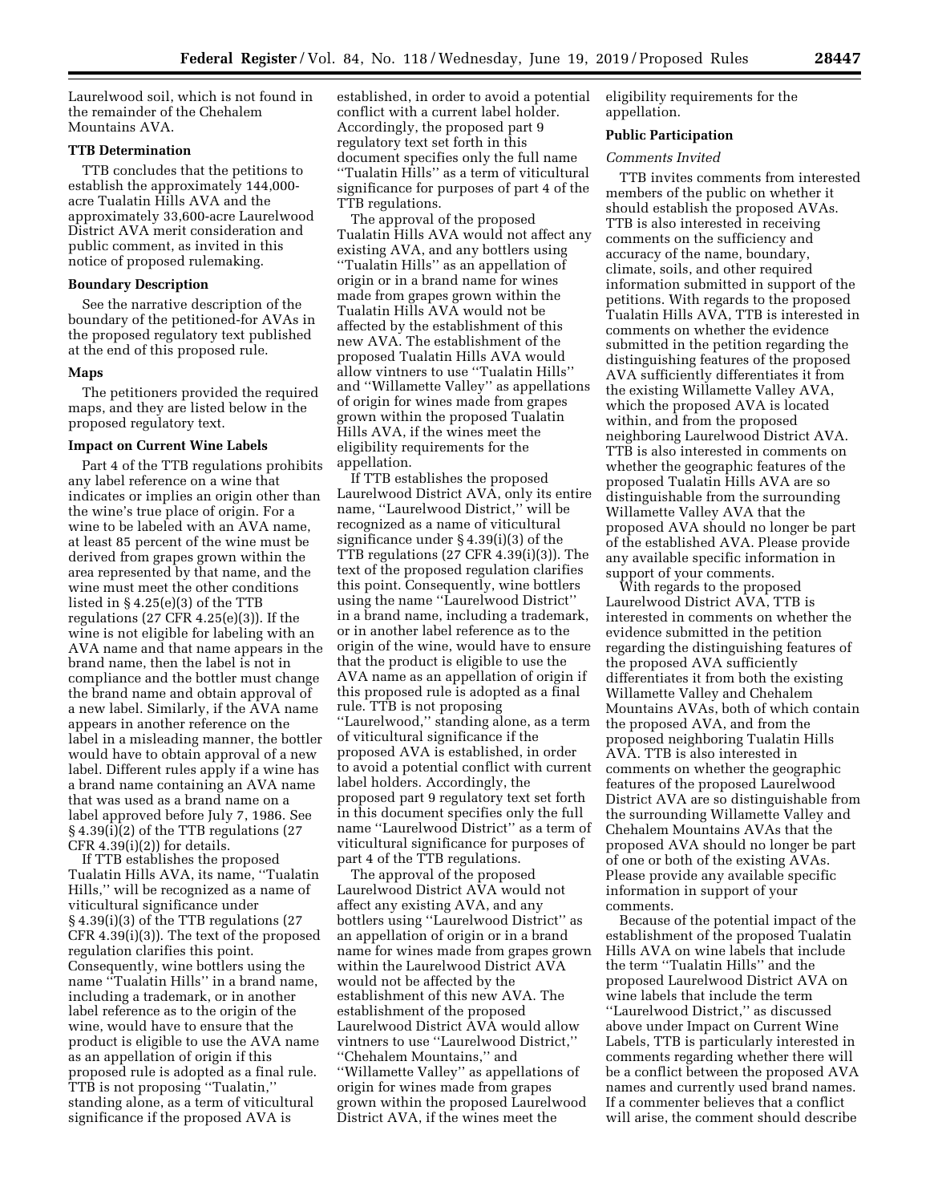Laurelwood soil, which is not found in the remainder of the Chehalem Mountains AVA.

### TTB Determination

TTB concludes that the petitions to establish the approximately 144,000-acre Tualatin Hills AVA and the approximately 33,600-acre Laurelwood District AVA merit consideration and public comment, as invited in this notice of proposed rulemaking.

### Boundary Description

See the narrative description of the boundary of the petitioned-for AVAs in the proposed regulatory text published at the end of this proposed rule.

### Maps

The petitioners provided the required maps, and they are listed below in the proposed regulatory text.

### Impact on Current Wine Labels

Part 4 of the TTB regulations prohibits any label reference on a wine that indicates or implies an origin other than the wine's true place of origin. For a wine to be labeled with an AVA name, at least 85 percent of the wine must be derived from grapes grown within the area represented by that name, and the wine must meet the other conditions listed in § 4.25(e)(3) of the TTB regulations (27 CFR 4.25(e)(3)). If the wine is not eligible for labeling with an AVA name and that name appears in the brand name, then the label is not in compliance and the bottler must change the brand name and obtain approval of a new label. Similarly, if the AVA name appears in another reference on the label in a misleading manner, the bottler would have to obtain approval of a new label. Different rules apply if a wine has a brand name containing an AVA name that was used as a brand name on a label approved before July 7, 1986. See § 4.39(i)(2) of the TTB regulations (27 CFR 4.39(i)(2)) for details.

If TTB establishes the proposed Tualatin Hills AVA, its name, ''Tualatin Hills,'' will be recognized as a name of viticultural significance under § 4.39(i)(3) of the TTB regulations (27 CFR 4.39(i)(3)). The text of the proposed regulation clarifies this point. Consequently, wine bottlers using the name ''Tualatin Hills'' in a brand name, including a trademark, or in another label reference as to the origin of the wine, would have to ensure that the product is eligible to use the AVA name as an appellation of origin if this proposed rule is adopted as a final rule. TTB is not proposing ''Tualatin,'' standing alone, as a term of viticultural significance if the proposed AVA is established, in order to avoid a potential conflict with a current label holder. Accordingly, the proposed part 9 regulatory text set forth in this document specifies only the full name ''Tualatin Hills'' as a term of viticultural significance for purposes of part 4 of the TTB regulations.

The approval of the proposed Tualatin Hills AVA would not affect any existing AVA, and any bottlers using ''Tualatin Hills'' as an appellation of origin or in a brand name for wines made from grapes grown within the Tualatin Hills AVA would not be affected by the establishment of this new AVA. The establishment of the proposed Tualatin Hills AVA would allow vintners to use ''Tualatin Hills'' and ''Willamette Valley'' as appellations of origin for wines made from grapes grown within the proposed Tualatin Hills AVA, if the wines meet the eligibility requirements for the appellation.

If TTB establishes the proposed Laurelwood District AVA, only its entire name, ''Laurelwood District,'' will be recognized as a name of viticultural significance under § 4.39(i)(3) of the TTB regulations (27 CFR 4.39(i)(3)). The text of the proposed regulation clarifies this point. Consequently, wine bottlers using the name ''Laurelwood District'' in a brand name, including a trademark, or in another label reference as to the origin of the wine, would have to ensure that the product is eligible to use the AVA name as an appellation of origin if this proposed rule is adopted as a final rule. TTB is not proposing ''Laurelwood,'' standing alone, as a term of viticultural significance if the proposed AVA is established, in order to avoid a potential conflict with current label holders. Accordingly, the proposed part 9 regulatory text set forth in this document specifies only the full name ''Laurelwood District'' as a term of viticultural significance for purposes of part 4 of the TTB regulations.

The approval of the proposed Laurelwood District AVA would not affect any existing AVA, and any bottlers using ''Laurelwood District'' as an appellation of origin or in a brand name for wines made from grapes grown within the Laurelwood District AVA would not be affected by the establishment of this new AVA. The establishment of the proposed Laurelwood District AVA would allow vintners to use ''Laurelwood District,'' ''Chehalem Mountains,'' and ''Willamette Valley'' as appellations of origin for wines made from grapes grown within the proposed Laurelwood District AVA, if the wines meet the eligibility requirements for the appellation.

## Public Participation

*Comments Invited*

TTB invites comments from interested members of the public on whether it should establish the proposed AVAs. TTB is also interested in receiving comments on the sufficiency and accuracy of the name, boundary, climate, soils, and other required information submitted in support of the petitions. With regards to the proposed Tualatin Hills AVA, TTB is interested in comments on whether the evidence submitted in the petition regarding the distinguishing features of the proposed AVA sufficiently differentiates it from the existing Willamette Valley AVA, which the proposed AVA is located within, and from the proposed neighboring Laurelwood District AVA. TTB is also interested in comments on whether the geographic features of the proposed Tualatin Hills AVA are so distinguishable from the surrounding Willamette Valley AVA that the proposed AVA should no longer be part of the established AVA. Please provide any available specific information in support of your comments.

With regards to the proposed Laurelwood District AVA, TTB is interested in comments on whether the evidence submitted in the petition regarding the distinguishing features of the proposed AVA sufficiently differentiates it from both the existing Willamette Valley and Chehalem Mountains AVAs, both of which contain the proposed AVA, and from the proposed neighboring Tualatin Hills AVA. TTB is also interested in comments on whether the geographic features of the proposed Laurelwood District AVA are so distinguishable from the surrounding Willamette Valley and Chehalem Mountains AVAs that the proposed AVA should no longer be part of one or both of the existing AVAs. Please provide any available specific information in support of your comments.

Because of the potential impact of the establishment of the proposed Tualatin Hills AVA on wine labels that include the term ''Tualatin Hills'' and the proposed Laurelwood District AVA on wine labels that include the term ''Laurelwood District,'' as discussed above under Impact on Current Wine Labels, TTB is particularly interested in comments regarding whether there will be a conflict between the proposed AVA names and currently used brand names. If a commenter believes that a conflict will arise, the comment should describe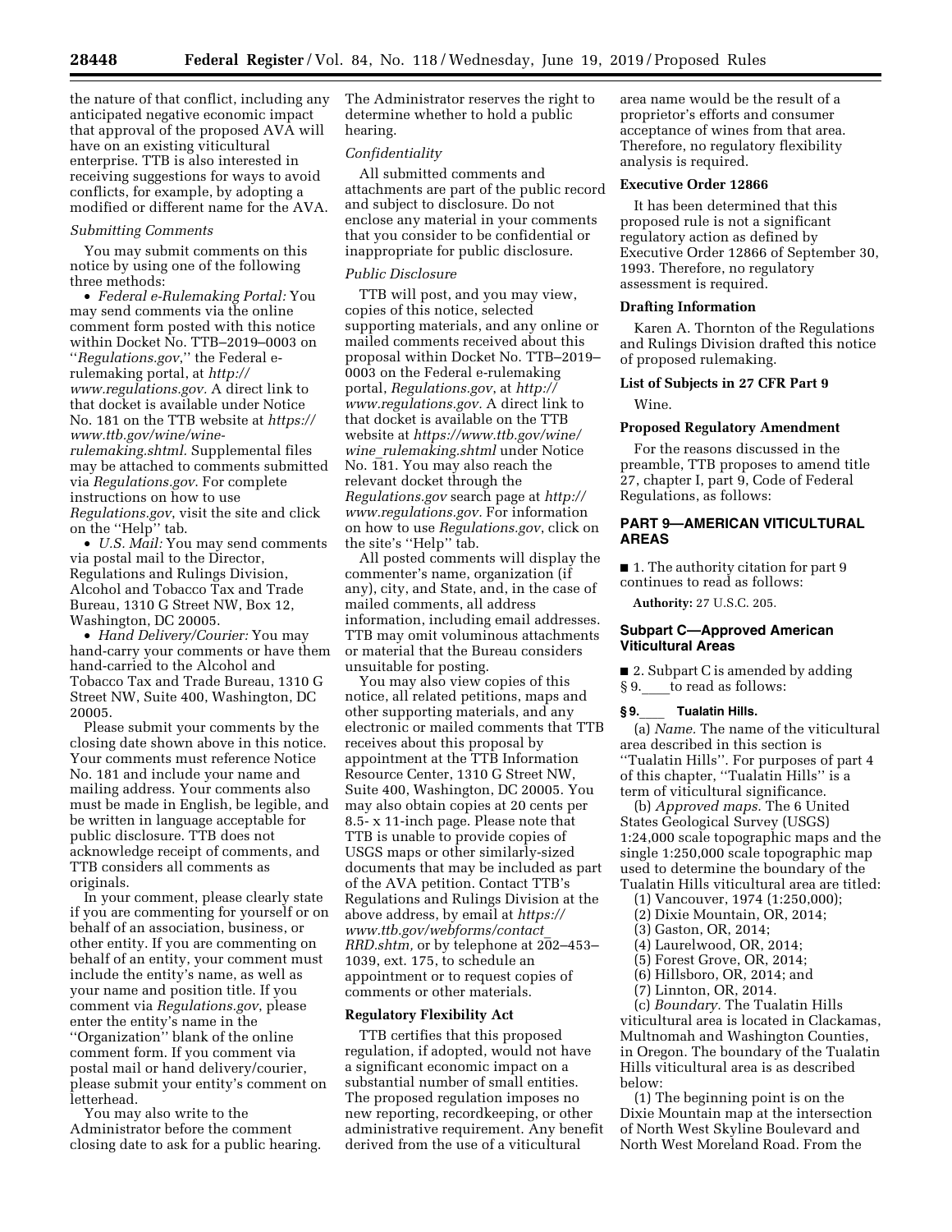the nature of that conflict, including any anticipated negative economic impact that approval of the proposed AVA will have on an existing viticultural enterprise. TTB is also interested in receiving suggestions for ways to avoid conflicts, for example, by adopting a modified or different name for the AVA.

*Submitting Comments*

You may submit comments on this notice by using one of the following three methods:

- *Federal e-Rulemaking Portal:* You may send comments via the online comment form posted with this notice within Docket No. TTB–2019–0003 on "*Regulations.gov*," the Federal e-rulemaking portal, at *http://www.regulations.gov.* A direct link to that docket is available under Notice No. 181 on the TTB website at *https://www.ttb.gov/wine/wine-rulemaking.shtml.* Supplemental files may be attached to comments submitted via *Regulations.gov*. For complete instructions on how to use *Regulations.gov*, visit the site and click on the "Help" tab.
- *U.S. Mail:* You may send comments via postal mail to the Director, Regulations and Rulings Division, Alcohol and Tobacco Tax and Trade Bureau, 1310 G Street NW, Box 12, Washington, DC 20005.
- *Hand Delivery/Courier:* You may hand-carry your comments or have them hand-carried to the Alcohol and Tobacco Tax and Trade Bureau, 1310 G Street NW, Suite 400, Washington, DC 20005.

Please submit your comments by the closing date shown above in this notice. Your comments must reference Notice No. 181 and include your name and mailing address. Your comments also must be made in English, be legible, and be written in language acceptable for public disclosure. TTB does not acknowledge receipt of comments, and TTB considers all comments as originals.

In your comment, please clearly state if you are commenting for yourself or on behalf of an association, business, or other entity. If you are commenting on behalf of an entity, your comment must include the entity's name, as well as your name and position title. If you comment via *Regulations.gov*, please enter the entity's name in the "Organization" blank of the online comment form. If you comment via postal mail or hand delivery/courier, please submit your entity's comment on letterhead.

You may also write to the Administrator before the comment closing date to ask for a public hearing. The Administrator reserves the right to determine whether to hold a public hearing.

*Confidentiality*

All submitted comments and attachments are part of the public record and subject to disclosure. Do not enclose any material in your comments that you consider to be confidential or inappropriate for public disclosure.

*Public Disclosure*

TTB will post, and you may view, copies of this notice, selected supporting materials, and any online or mailed comments received about this proposal within Docket No. TTB–2019–0003 on the Federal e-rulemaking portal, *Regulations.gov*, at *http://www.regulations.gov.* A direct link to that docket is available on the TTB website at *https://www.ttb.gov/wine/wine_rulemaking.shtml* under Notice No. 181. You may also reach the relevant docket through the *Regulations.gov* search page at *http://www.regulations.gov.* For information on how to use *Regulations.gov*, click on the site's "Help" tab.

All posted comments will display the commenter's name, organization (if any), city, and State, and, in the case of mailed comments, all address information, including email addresses. TTB may omit voluminous attachments or material that the Bureau considers unsuitable for posting.

You may also view copies of this notice, all related petitions, maps and other supporting materials, and any electronic or mailed comments that TTB receives about this proposal by appointment at the TTB Information Resource Center, 1310 G Street NW, Suite 400, Washington, DC 20005. You may also obtain copies at 20 cents per 8.5- x 11-inch page. Please note that TTB is unable to provide copies of USGS maps or other similarly-sized documents that may be included as part of the AVA petition. Contact TTB's Regulations and Rulings Division at the above address, by email at *https://www.ttb.gov/webforms/contact_RRD.shtm,* or by telephone at 202–453–1039, ext. 175, to schedule an appointment or to request copies of comments or other materials.

**Regulatory Flexibility Act**

TTB certifies that this proposed regulation, if adopted, would not have a significant economic impact on a substantial number of small entities. The proposed regulation imposes no new reporting, recordkeeping, or other administrative requirement. Any benefit derived from the use of a viticultural area name would be the result of a proprietor's efforts and consumer acceptance of wines from that area. Therefore, no regulatory flexibility analysis is required.

**Executive Order 12866**

It has been determined that this proposed rule is not a significant regulatory action as defined by Executive Order 12866 of September 30, 1993. Therefore, no regulatory assessment is required.

**Drafting Information**

Karen A. Thornton of the Regulations and Rulings Division drafted this notice of proposed rulemaking.

**List of Subjects in 27 CFR Part 9**

Wine.

**Proposed Regulatory Amendment**

For the reasons discussed in the preamble, TTB proposes to amend title 27, chapter I, part 9, Code of Federal Regulations, as follows:

## PART 9—AMERICAN VITICULTURAL AREAS

■ 1. The authority citation for part 9 continues to read as follows:

**Authority:** 27 U.S.C. 205.

### Subpart C—Approved American Viticultural Areas

■ 2. Subpart C is amended by adding § 9.____ to read as follows:

**§ 9.____ Tualatin Hills.**

(a) *Name.* The name of the viticultural area described in this section is "Tualatin Hills". For purposes of part 4 of this chapter, "Tualatin Hills" is a term of viticultural significance.

(b) *Approved maps.* The 6 United States Geological Survey (USGS) 1:24,000 scale topographic maps and the single 1:250,000 scale topographic map used to determine the boundary of the Tualatin Hills viticultural area are titled:

(1) Vancouver, 1974 (1:250,000);

(2) Dixie Mountain, OR, 2014;

(3) Gaston, OR, 2014;

(4) Laurelwood, OR, 2014;

(5) Forest Grove, OR, 2014;

(6) Hillsboro, OR, 2014; and

(7) Linnton, OR, 2014.

(c) *Boundary.* The Tualatin Hills viticultural area is located in Clackamas, Multnomah and Washington Counties, in Oregon. The boundary of the Tualatin Hills viticultural area is as described below:

(1) The beginning point is on the Dixie Mountain map at the intersection of North West Skyline Boulevard and North West Moreland Road. From the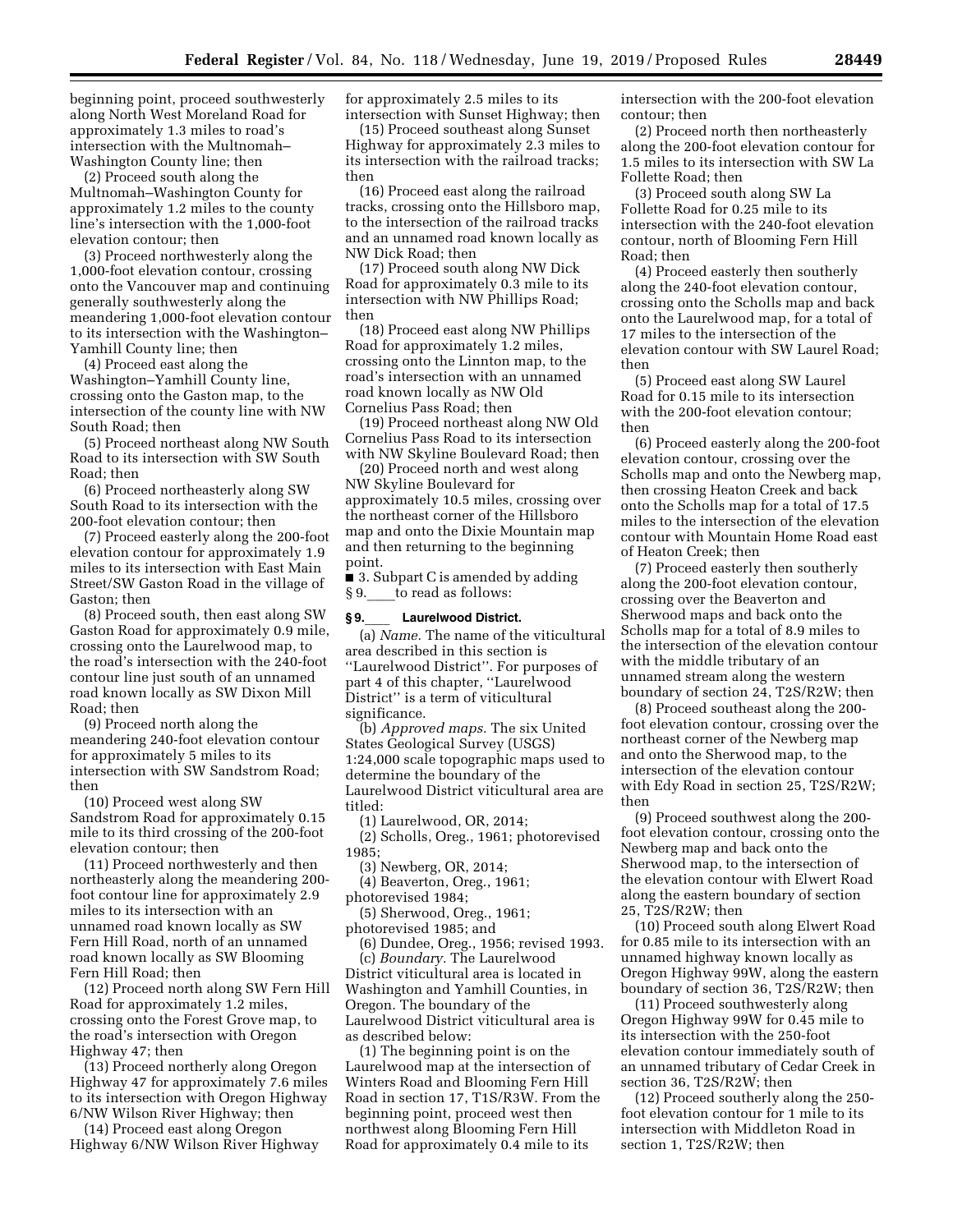beginning point, proceed southwesterly along North West Moreland Road for approximately 1.3 miles to road's intersection with the Multnomah–Washington County line; then

(2) Proceed south along the Multnomah–Washington County for approximately 1.2 miles to the county line's intersection with the 1,000-foot elevation contour; then

(3) Proceed northwesterly along the 1,000-foot elevation contour, crossing onto the Vancouver map and continuing generally southwesterly along the meandering 1,000-foot elevation contour to its intersection with the Washington–Yamhill County line; then

(4) Proceed east along the Washington–Yamhill County line, crossing onto the Gaston map, to the intersection of the county line with NW South Road; then

(5) Proceed northeast along NW South Road to its intersection with SW South Road; then

(6) Proceed northeasterly along SW South Road to its intersection with the 200-foot elevation contour; then

(7) Proceed easterly along the 200-foot elevation contour for approximately 1.9 miles to its intersection with East Main Street/SW Gaston Road in the village of Gaston; then

(8) Proceed south, then east along SW Gaston Road for approximately 0.9 mile, crossing onto the Laurelwood map, to the road's intersection with the 240-foot contour line just south of an unnamed road known locally as SW Dixon Mill Road; then

(9) Proceed north along the meandering 240-foot elevation contour for approximately 5 miles to its intersection with SW Sandstrom Road; then

(10) Proceed west along SW Sandstrom Road for approximately 0.15 mile to its third crossing of the 200-foot elevation contour; then

(11) Proceed northwesterly and then northeasterly along the meandering 200-foot contour line for approximately 2.9 miles to its intersection with an unnamed road known locally as SW Fern Hill Road, north of an unnamed road known locally as SW Blooming Fern Hill Road; then

(12) Proceed north along SW Fern Hill Road for approximately 1.2 miles, crossing onto the Forest Grove map, to the road's intersection with Oregon Highway 47; then

(13) Proceed northerly along Oregon Highway 47 for approximately 7.6 miles to its intersection with Oregon Highway 6/NW Wilson River Highway; then

(14) Proceed east along Oregon Highway 6/NW Wilson River Highway for approximately 2.5 miles to its intersection with Sunset Highway; then

(15) Proceed southeast along Sunset Highway for approximately 2.3 miles to its intersection with the railroad tracks; then

(16) Proceed east along the railroad tracks, crossing onto the Hillsboro map, to the intersection of the railroad tracks and an unnamed road known locally as NW Dick Road; then

(17) Proceed south along NW Dick Road for approximately 0.3 mile to its intersection with NW Phillips Road; then

(18) Proceed east along NW Phillips Road for approximately 1.2 miles, crossing onto the Linnton map, to the road's intersection with an unnamed road known locally as NW Old Cornelius Pass Road; then

(19) Proceed northeast along NW Old Cornelius Pass Road to its intersection with NW Skyline Boulevard Road; then

(20) Proceed north and west along NW Skyline Boulevard for approximately 10.5 miles, crossing over the northeast corner of the Hillsboro map and onto the Dixie Mountain map and then returning to the beginning point.

■ 3. Subpart C is amended by adding § 9.\_\_\_\_ to read as follows:

**§ 9.\_\_\_\_ Laurelwood District.**

(a) *Name.* The name of the viticultural area described in this section is "Laurelwood District". For purposes of part 4 of this chapter, "Laurelwood District" is a term of viticultural significance.

(b) *Approved maps.* The six United States Geological Survey (USGS) 1:24,000 scale topographic maps used to determine the boundary of the Laurelwood District viticultural area are titled:

(1) Laurelwood, OR, 2014;

(2) Scholls, Oreg., 1961; photorevised 1985;

(3) Newberg, OR, 2014;

(4) Beaverton, Oreg., 1961; photorevised 1984;

(5) Sherwood, Oreg., 1961; photorevised 1985; and

(6) Dundee, Oreg., 1956; revised 1993.

(c) *Boundary.* The Laurelwood District viticultural area is located in Washington and Yamhill Counties, in Oregon. The boundary of the Laurelwood District viticultural area is as described below:

(1) The beginning point is on the Laurelwood map at the intersection of Winters Road and Blooming Fern Hill Road in section 17, T1S/R3W. From the beginning point, proceed west then northwest along Blooming Fern Hill Road for approximately 0.4 mile to its intersection with the 200-foot elevation contour; then

(2) Proceed north then northeasterly along the 200-foot elevation contour for 1.5 miles to its intersection with SW La Follette Road; then

(3) Proceed south along SW La Follette Road for 0.25 mile to its intersection with the 240-foot elevation contour, north of Blooming Fern Hill Road; then

(4) Proceed easterly then southerly along the 240-foot elevation contour, crossing onto the Scholls map and back onto the Laurelwood map, for a total of 17 miles to the intersection of the elevation contour with SW Laurel Road; then

(5) Proceed east along SW Laurel Road for 0.15 mile to its intersection with the 200-foot elevation contour; then

(6) Proceed easterly along the 200-foot elevation contour, crossing over the Scholls map and onto the Newberg map, then crossing Heaton Creek and back onto the Scholls map for a total of 17.5 miles to the intersection of the elevation contour with Mountain Home Road east of Heaton Creek; then

(7) Proceed easterly then southerly along the 200-foot elevation contour, crossing over the Beaverton and Sherwood maps and back onto the Scholls map for a total of 8.9 miles to the intersection of the elevation contour with the middle tributary of an unnamed stream along the western boundary of section 24, T2S/R2W; then

(8) Proceed southeast along the 200-foot elevation contour, crossing over the northeast corner of the Newberg map and onto the Sherwood map, to the intersection of the elevation contour with Edy Road in section 25, T2S/R2W; then

(9) Proceed southwest along the 200-foot elevation contour, crossing onto the Newberg map and back onto the Sherwood map, to the intersection of the elevation contour with Elwert Road along the eastern boundary of section 25, T2S/R2W; then

(10) Proceed south along Elwert Road for 0.85 mile to its intersection with an unnamed highway known locally as Oregon Highway 99W, along the eastern boundary of section 36, T2S/R2W; then

(11) Proceed southwesterly along Oregon Highway 99W for 0.45 mile to its intersection with the 250-foot elevation contour immediately south of an unnamed tributary of Cedar Creek in section 36, T2S/R2W; then

(12) Proceed southerly along the 250-foot elevation contour for 1 mile to its intersection with Middleton Road in section 1, T2S/R2W; then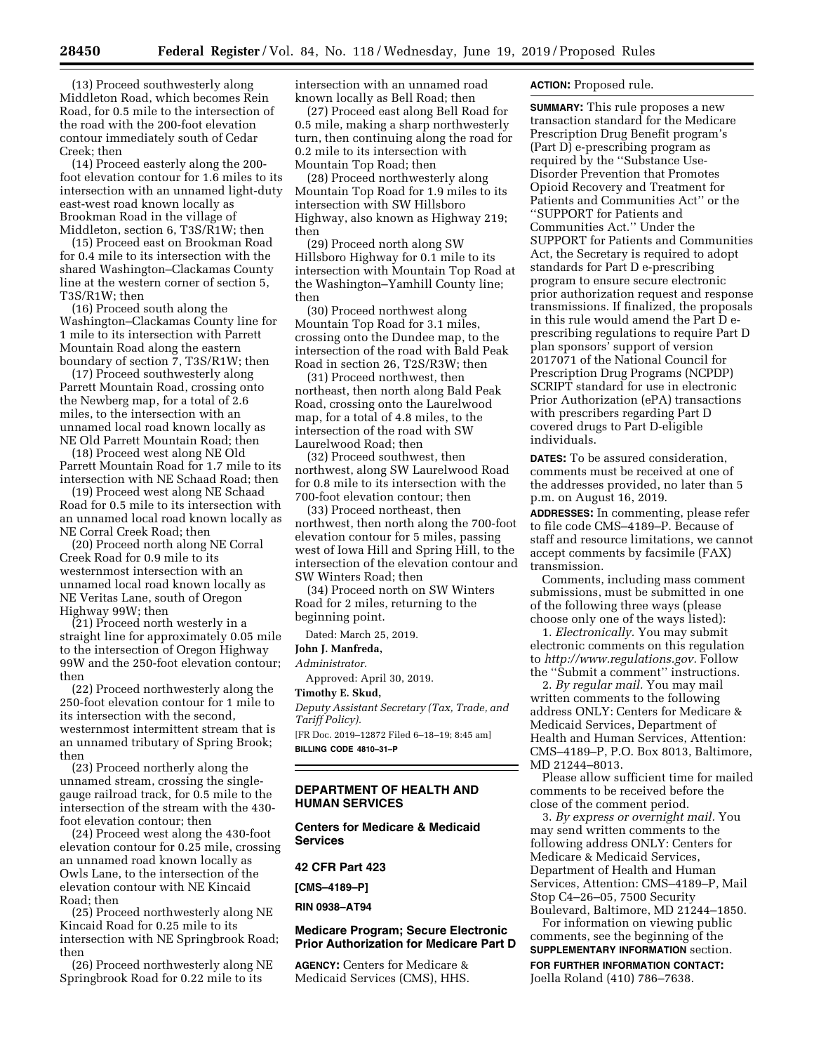(13) Proceed southwesterly along Middleton Road, which becomes Rein Road, for 0.5 mile to the intersection of the road with the 200-foot elevation contour immediately south of Cedar Creek; then

(14) Proceed easterly along the 200-foot elevation contour for 1.6 miles to its intersection with an unnamed light-duty east-west road known locally as Brookman Road in the village of Middleton, section 6, T3S/R1W; then

(15) Proceed east on Brookman Road for 0.4 mile to its intersection with the shared Washington–Clackamas County line at the western corner of section 5, T3S/R1W; then

(16) Proceed south along the Washington–Clackamas County line for 1 mile to its intersection with Parrett Mountain Road along the eastern boundary of section 7, T3S/R1W; then

(17) Proceed southwesterly along Parrett Mountain Road, crossing onto the Newberg map, for a total of 2.6 miles, to the intersection with an unnamed local road known locally as NE Old Parrett Mountain Road; then

(18) Proceed west along NE Old Parrett Mountain Road for 1.7 mile to its intersection with NE Schaad Road; then

(19) Proceed west along NE Schaad Road for 0.5 mile to its intersection with an unnamed local road known locally as NE Corral Creek Road; then

(20) Proceed north along NE Corral Creek Road for 0.9 mile to its westernmost intersection with an unnamed local road known locally as NE Veritas Lane, south of Oregon Highway 99W; then

(21) Proceed north westerly in a straight line for approximately 0.05 mile to the intersection of Oregon Highway 99W and the 250-foot elevation contour; then

(22) Proceed northwesterly along the 250-foot elevation contour for 1 mile to its intersection with the second, westernmost intermittent stream that is an unnamed tributary of Spring Brook; then

(23) Proceed northerly along the unnamed stream, crossing the single-gauge railroad track, for 0.5 mile to the intersection of the stream with the 430-foot elevation contour; then

(24) Proceed west along the 430-foot elevation contour for 0.25 mile, crossing an unnamed road known locally as Owls Lane, to the intersection of the elevation contour with NE Kincaid Road; then

(25) Proceed northwesterly along NE Kincaid Road for 0.25 mile to its intersection with NE Springbrook Road; then

(26) Proceed northwesterly along NE Springbrook Road for 0.22 mile to its intersection with an unnamed road known locally as Bell Road; then

(27) Proceed east along Bell Road for 0.5 mile, making a sharp northwesterly turn, then continuing along the road for 0.2 mile to its intersection with Mountain Top Road; then

(28) Proceed northwesterly along Mountain Top Road for 1.9 miles to its intersection with SW Hillsboro Highway, also known as Highway 219; then

(29) Proceed north along SW Hillsboro Highway for 0.1 mile to its intersection with Mountain Top Road at the Washington–Yamhill County line; then

(30) Proceed northwest along Mountain Top Road for 3.1 miles, crossing onto the Dundee map, to the intersection of the road with Bald Peak Road in section 26, T2S/R3W; then

(31) Proceed northwest, then northeast, then north along Bald Peak Road, crossing onto the Laurelwood map, for a total of 4.8 miles, to the intersection of the road with SW Laurelwood Road; then

(32) Proceed southwest, then northwest, along SW Laurelwood Road for 0.8 mile to its intersection with the 700-foot elevation contour; then

(33) Proceed northeast, then northwest, then north along the 700-foot elevation contour for 5 miles, passing west of Iowa Hill and Spring Hill, to the intersection of the elevation contour and SW Winters Road; then

(34) Proceed north on SW Winters Road for 2 miles, returning to the beginning point.

Dated: March 25, 2019.

**John J. Manfreda,**

*Administrator.*

Approved: April 30, 2019.

**Timothy E. Skud,**

*Deputy Assistant Secretary (Tax, Trade, and Tariff Policy).*

[FR Doc. 2019–12872 Filed 6–18–19; 8:45 am]

**BILLING CODE 4810–31–P**

---

## DEPARTMENT OF HEALTH AND HUMAN SERVICES

### Centers for Medicare & Medicaid Services

### 42 CFR Part 423

**[CMS–4189–P]**

**RIN 0938–AT94**

### Medicare Program; Secure Electronic Prior Authorization for Medicare Part D

**AGENCY:** Centers for Medicare & Medicaid Services (CMS), HHS.

**ACTION:** Proposed rule.

**SUMMARY:** This rule proposes a new transaction standard for the Medicare Prescription Drug Benefit program's (Part D) e-prescribing program as required by the ''Substance Use-Disorder Prevention that Promotes Opioid Recovery and Treatment for Patients and Communities Act'' or the ''SUPPORT for Patients and Communities Act.'' Under the SUPPORT for Patients and Communities Act, the Secretary is required to adopt standards for Part D e-prescribing program to ensure secure electronic prior authorization request and response transmissions. If finalized, the proposals in this rule would amend the Part D e-prescribing regulations to require Part D plan sponsors' support of version 2017071 of the National Council for Prescription Drug Programs (NCPDP) SCRIPT standard for use in electronic Prior Authorization (ePA) transactions with prescribers regarding Part D covered drugs to Part D-eligible individuals.

**DATES:** To be assured consideration, comments must be received at one of the addresses provided, no later than 5 p.m. on August 16, 2019.

**ADDRESSES:** In commenting, please refer to file code CMS–4189–P. Because of staff and resource limitations, we cannot accept comments by facsimile (FAX) transmission.

Comments, including mass comment submissions, must be submitted in one of the following three ways (please choose only one of the ways listed):

1. *Electronically.* You may submit electronic comments on this regulation to *http://www.regulations.gov.* Follow the ''Submit a comment'' instructions.

2. *By regular mail.* You may mail written comments to the following address ONLY: Centers for Medicare & Medicaid Services, Department of Health and Human Services, Attention: CMS–4189–P, P.O. Box 8013, Baltimore, MD 21244–8013.

Please allow sufficient time for mailed comments to be received before the close of the comment period.

3. *By express or overnight mail.* You may send written comments to the following address ONLY: Centers for Medicare & Medicaid Services, Department of Health and Human Services, Attention: CMS–4189–P, Mail Stop C4–26–05, 7500 Security Boulevard, Baltimore, MD 21244–1850.

For information on viewing public comments, see the beginning of the **SUPPLEMENTARY INFORMATION** section.

**FOR FURTHER INFORMATION CONTACT:** Joella Roland (410) 786–7638.